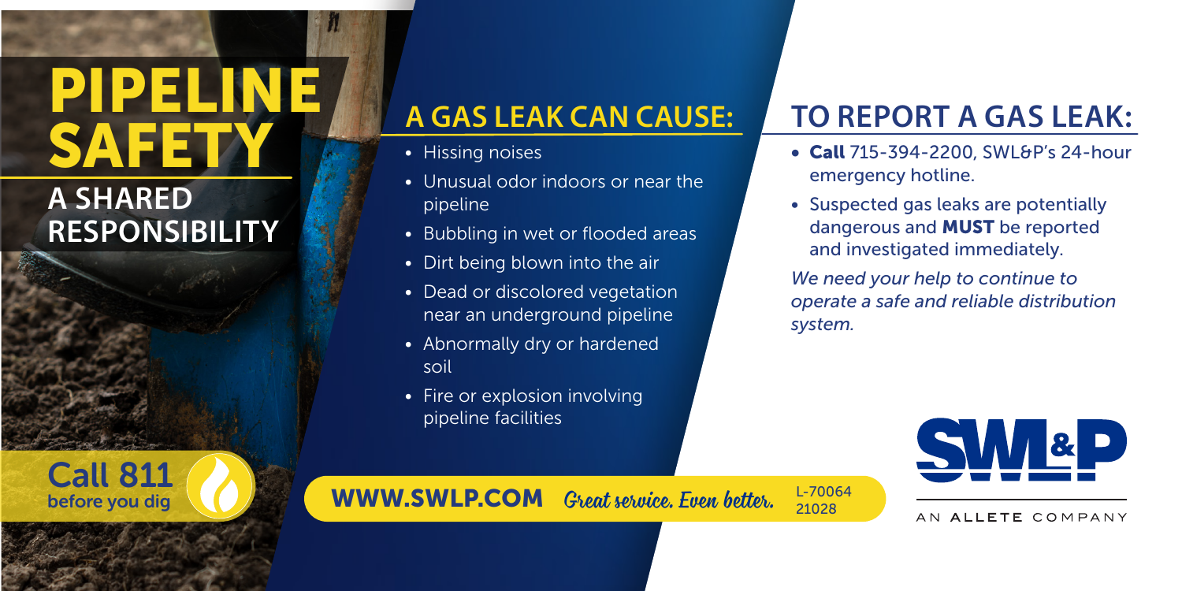# PIPELINE SAFETY

## A SHARED RESPONSIBILITY

**Call 811** before you dig

## A GAS LEAK CAN CAUSE:

- Hissing noises
- Unusual odor indoors or near the pipeline
- Bubbling in wet or flooded areas
- Dirt being blown into the air
- Dead or discolored vegetation near an underground pipeline
- Abnormally dry or hardened soil
- Fire or explosion involving pipeline facilities

## TO REPORT A GAS LEAK:

- **Call** 715-394-2200, SWL&P's 24-hour emergency hotline.
- Suspected gas leaks are potentially dangerous and **MUST** be reported and investigated immediately.

*We need your help to continue to operate a safe and reliable distribution system.*

**WWW.SWLP.COM** *Great service. Even better.* L-70064 21028

SWL&P

AN ALLETE COMPANY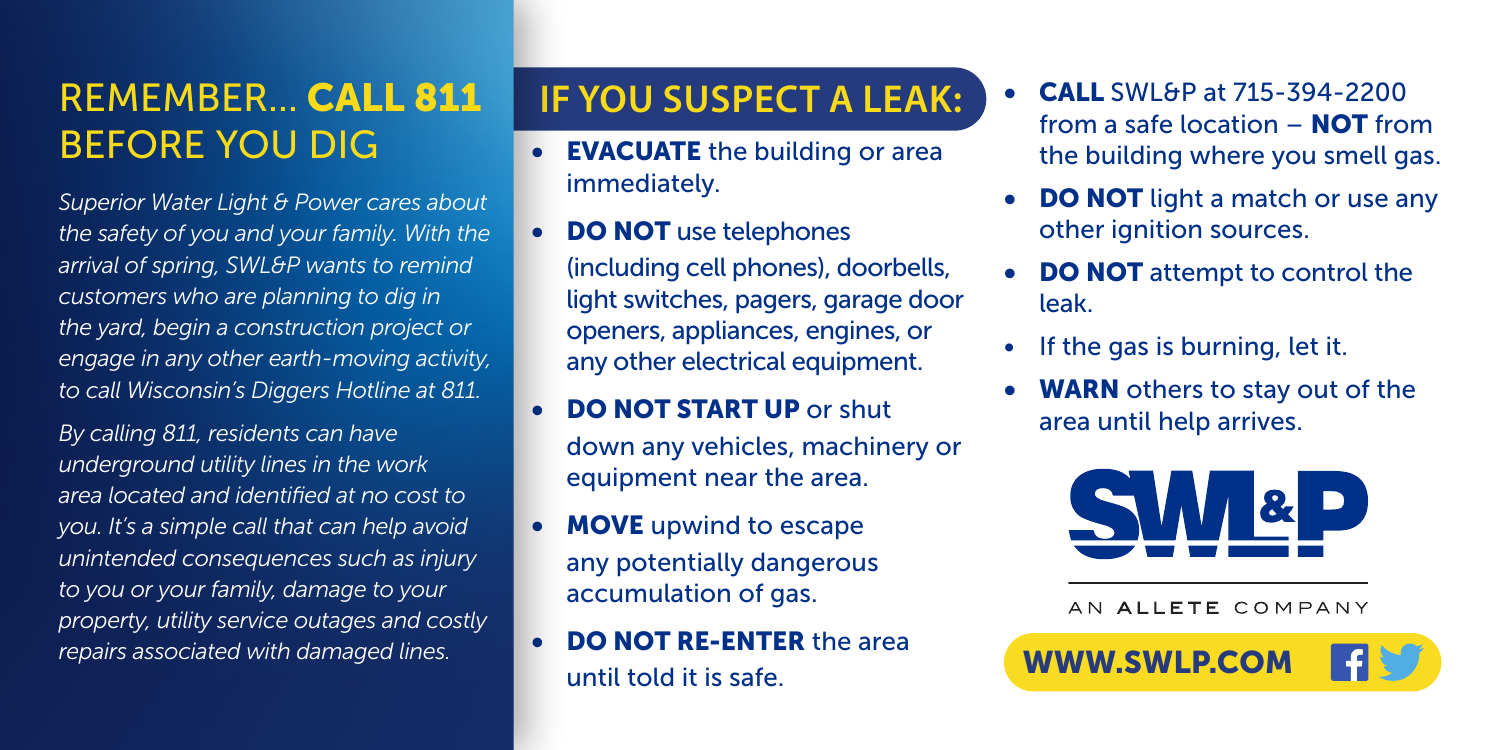## REMEMBER... **CALL 811** BEFORE YOU DIG

*Superior Water Light & Power cares about the safety of you and your family. With the arrival of spring, SWL&P wants to remind customers who are planning to dig in the yard, begin a construction project or engage in any other earth-moving activity, to call Wisconsin's Diggers Hotline at 811.*

*By calling 811, residents can have underground utility lines in the work area located and identified at no cost to you. It's a simple call that can help avoid unintended consequences such as injury to you or your family, damage to your property, utility service outages and costly repairs associated with damaged lines.*

## IF YOU SUSPECT A LEAK:

- **EVACUATE** the building or area immediately.
- **DO NOT** use telephones (including cell phones), doorbells, light switches, pagers, garage door openers, appliances, engines, or any other electrical equipment.
- **DO NOT START UP** or shut down any vehicles, machinery or equipment near the area.
- **MOVE** upwind to escape any potentially dangerous accumulation of gas.
- **DO NOT RE-ENTER** the area until told it is safe.
- **CALL** SWL&P at 715-394-2200 from a safe location – **NOT** from the building where you smell gas.
- **DO NOT** light a match or use any other ignition sources.
- **DO NOT** attempt to control the leak.
- If the gas is burning, let it.
- **WARN** others to stay out of the area until help arrives.

SWL&P

AN ALLETE COMPANY

**WWW.SWLP.COM**